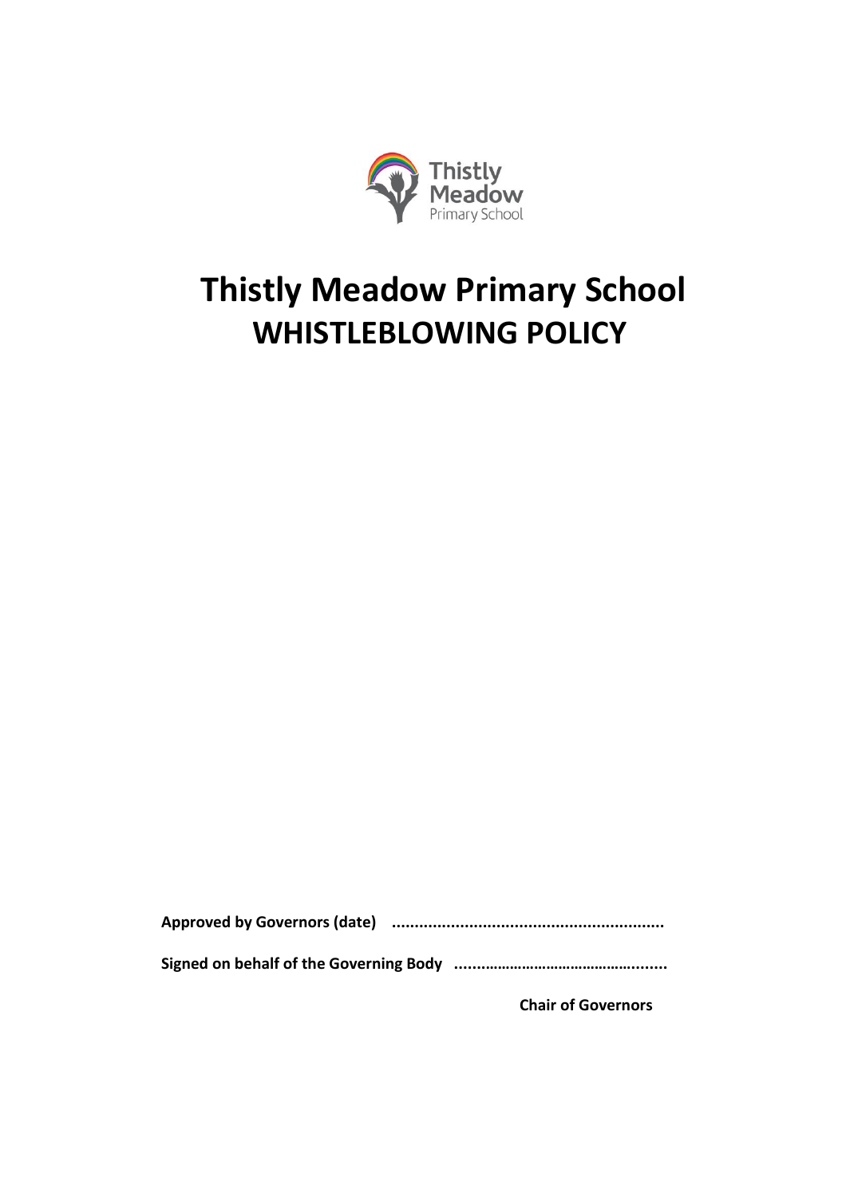# Thistly Meadow Primary School
# WHISTLEBLOWING POLICY

**Approved by Governors (date) ............................................................**

**Signed on behalf of the Governing Body ..............................................**

**Chair of Governors**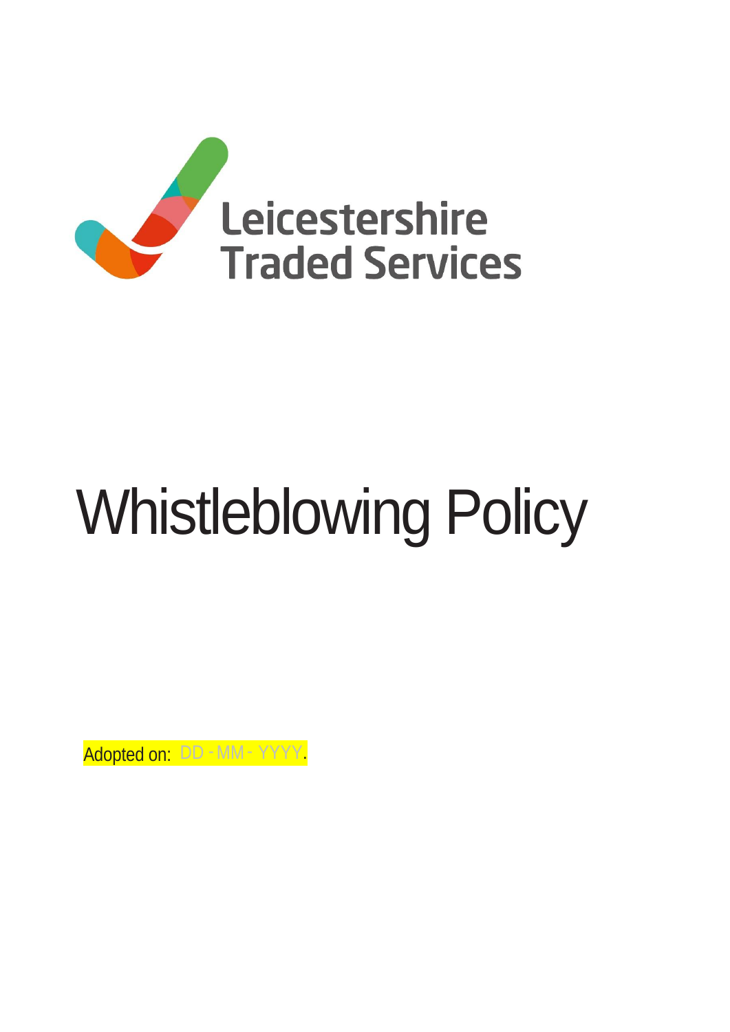Leicestershire Traded Services

# Whistleblowing Policy

Adopted on: DD - MM - YYYY.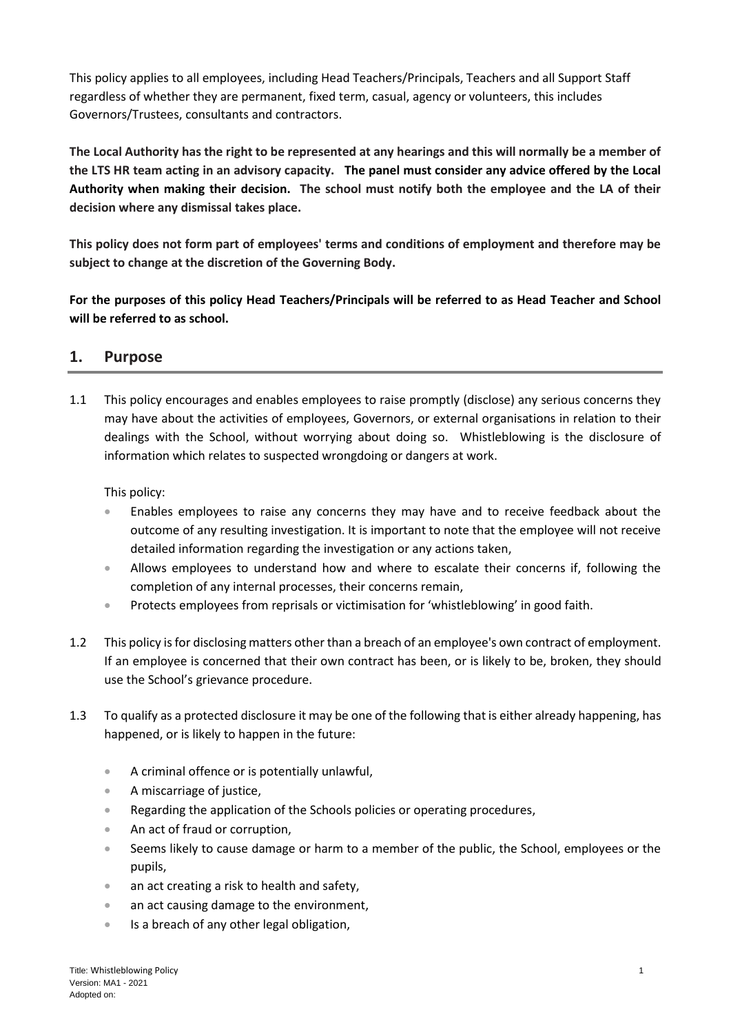This policy applies to all employees, including Head Teachers/Principals, Teachers and all Support Staff regardless of whether they are permanent, fixed term, casual, agency or volunteers, this includes Governors/Trustees, consultants and contractors.

**The Local Authority has the right to be represented at any hearings and this will normally be a member of the LTS HR team acting in an advisory capacity. The panel must consider any advice offered by the Local Authority when making their decision. The school must notify both the employee and the LA of their decision where any dismissal takes place.**

**This policy does not form part of employees' terms and conditions of employment and therefore may be subject to change at the discretion of the Governing Body.**

**For the purposes of this policy Head Teachers/Principals will be referred to as Head Teacher and School will be referred to as school.**

## 1. Purpose

1.1 This policy encourages and enables employees to raise promptly (disclose) any serious concerns they may have about the activities of employees, Governors, or external organisations in relation to their dealings with the School, without worrying about doing so. Whistleblowing is the disclosure of information which relates to suspected wrongdoing or dangers at work.

This policy:

- Enables employees to raise any concerns they may have and to receive feedback about the outcome of any resulting investigation. It is important to note that the employee will not receive detailed information regarding the investigation or any actions taken,
- Allows employees to understand how and where to escalate their concerns if, following the completion of any internal processes, their concerns remain,
- Protects employees from reprisals or victimisation for 'whistleblowing' in good faith.

1.2 This policy is for disclosing matters other than a breach of an employee's own contract of employment. If an employee is concerned that their own contract has been, or is likely to be, broken, they should use the School's grievance procedure.

1.3 To qualify as a protected disclosure it may be one of the following that is either already happening, has happened, or is likely to happen in the future:

- A criminal offence or is potentially unlawful,
- A miscarriage of justice,
- Regarding the application of the Schools policies or operating procedures,
- An act of fraud or corruption,
- Seems likely to cause damage or harm to a member of the public, the School, employees or the pupils,
- an act creating a risk to health and safety,
- an act causing damage to the environment,
- Is a breach of any other legal obligation,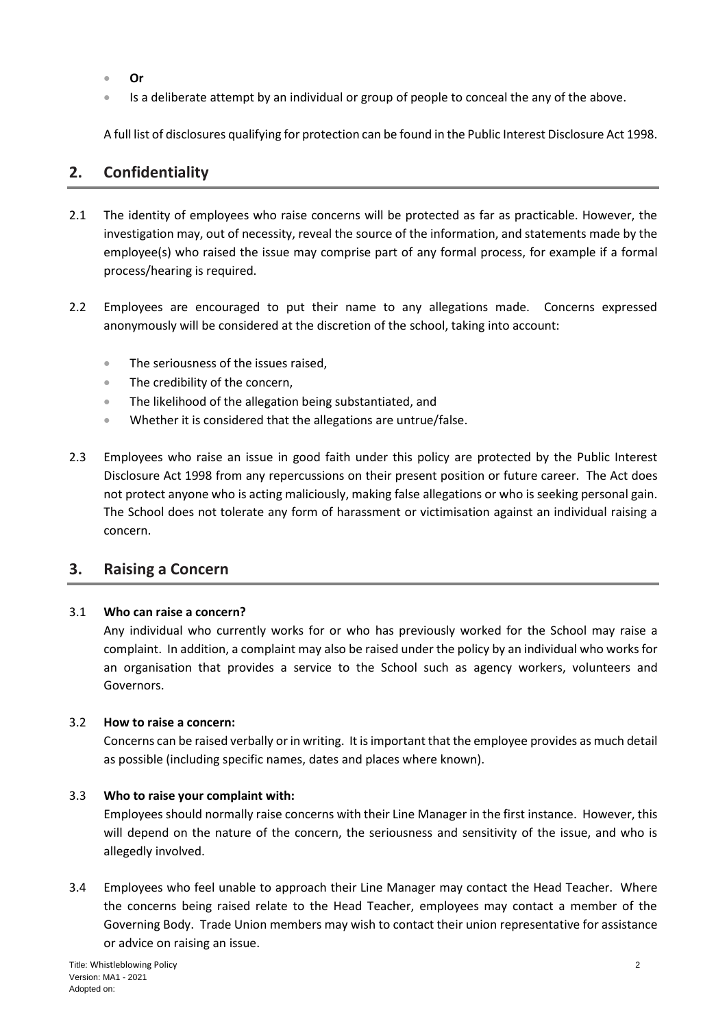- **Or**
- Is a deliberate attempt by an individual or group of people to conceal the any of the above.

A full list of disclosures qualifying for protection can be found in the Public Interest Disclosure Act 1998.

## 2. Confidentiality

2.1 The identity of employees who raise concerns will be protected as far as practicable. However, the investigation may, out of necessity, reveal the source of the information, and statements made by the employee(s) who raised the issue may comprise part of any formal process, for example if a formal process/hearing is required.

2.2 Employees are encouraged to put their name to any allegations made. Concerns expressed anonymously will be considered at the discretion of the school, taking into account:

- The seriousness of the issues raised,
- The credibility of the concern,
- The likelihood of the allegation being substantiated, and
- Whether it is considered that the allegations are untrue/false.

2.3 Employees who raise an issue in good faith under this policy are protected by the Public Interest Disclosure Act 1998 from any repercussions on their present position or future career. The Act does not protect anyone who is acting maliciously, making false allegations or who is seeking personal gain. The School does not tolerate any form of harassment or victimisation against an individual raising a concern.

## 3. Raising a Concern

3.1 **Who can raise a concern?**

Any individual who currently works for or who has previously worked for the School may raise a complaint. In addition, a complaint may also be raised under the policy by an individual who works for an organisation that provides a service to the School such as agency workers, volunteers and Governors.

3.2 **How to raise a concern:**

Concerns can be raised verbally or in writing. It is important that the employee provides as much detail as possible (including specific names, dates and places where known).

3.3 **Who to raise your complaint with:**

Employees should normally raise concerns with their Line Manager in the first instance. However, this will depend on the nature of the concern, the seriousness and sensitivity of the issue, and who is allegedly involved.

3.4 Employees who feel unable to approach their Line Manager may contact the Head Teacher. Where the concerns being raised relate to the Head Teacher, employees may contact a member of the Governing Body. Trade Union members may wish to contact their union representative for assistance or advice on raising an issue.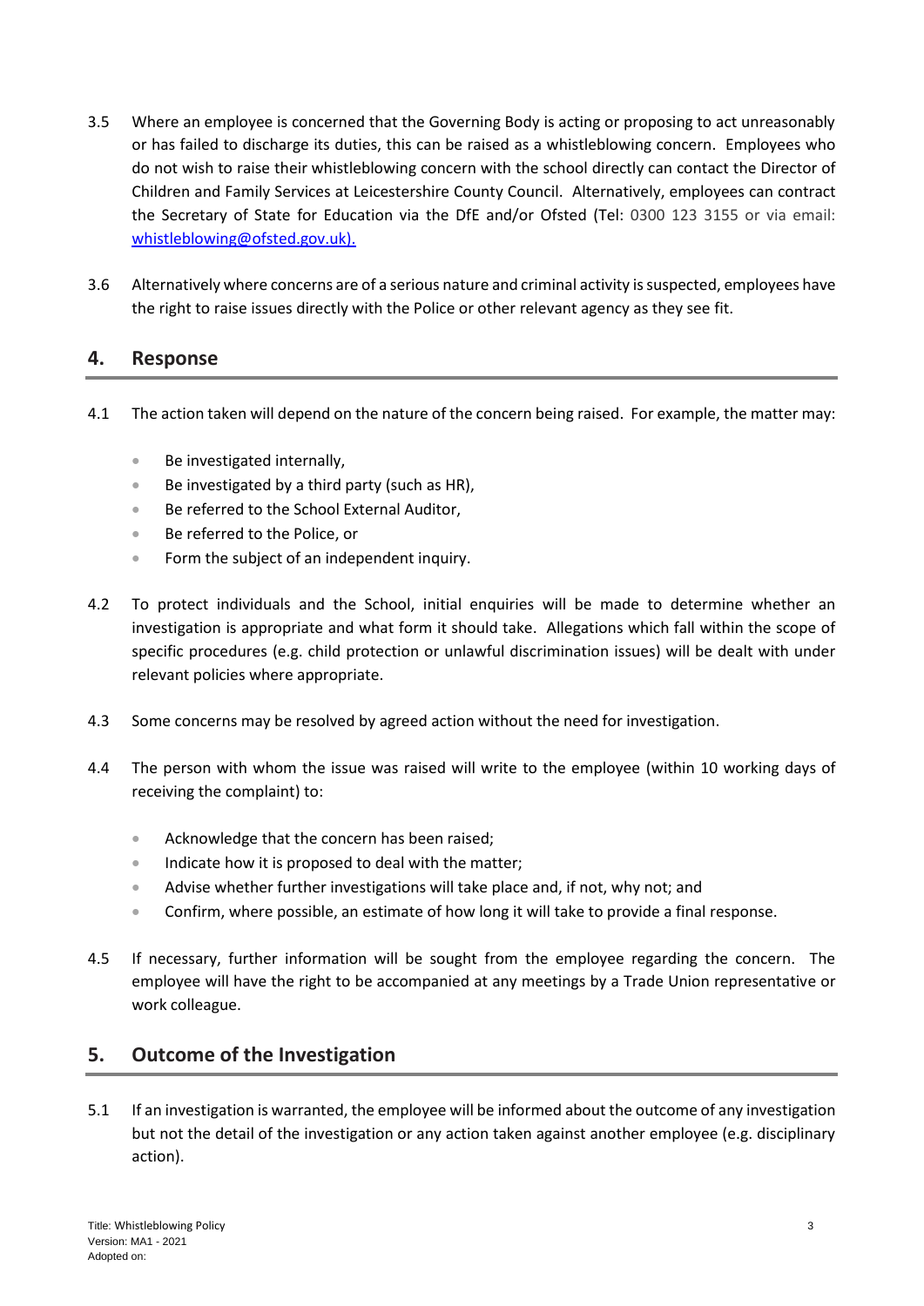3.5 Where an employee is concerned that the Governing Body is acting or proposing to act unreasonably or has failed to discharge its duties, this can be raised as a whistleblowing concern. Employees who do not wish to raise their whistleblowing concern with the school directly can contact the Director of Children and Family Services at Leicestershire County Council. Alternatively, employees can contract the Secretary of State for Education via the DfE and/or Ofsted (Tel: 0300 123 3155 or via email: whistleblowing@ofsted.gov.uk).

3.6 Alternatively where concerns are of a serious nature and criminal activity is suspected, employees have the right to raise issues directly with the Police or other relevant agency as they see fit.

## 4. Response

4.1 The action taken will depend on the nature of the concern being raised. For example, the matter may:

- Be investigated internally,
- Be investigated by a third party (such as HR),
- Be referred to the School External Auditor,
- Be referred to the Police, or
- Form the subject of an independent inquiry.

4.2 To protect individuals and the School, initial enquiries will be made to determine whether an investigation is appropriate and what form it should take. Allegations which fall within the scope of specific procedures (e.g. child protection or unlawful discrimination issues) will be dealt with under relevant policies where appropriate.

4.3 Some concerns may be resolved by agreed action without the need for investigation.

4.4 The person with whom the issue was raised will write to the employee (within 10 working days of receiving the complaint) to:

- Acknowledge that the concern has been raised;
- Indicate how it is proposed to deal with the matter;
- Advise whether further investigations will take place and, if not, why not; and
- Confirm, where possible, an estimate of how long it will take to provide a final response.

4.5 If necessary, further information will be sought from the employee regarding the concern. The employee will have the right to be accompanied at any meetings by a Trade Union representative or work colleague.

## 5. Outcome of the Investigation

5.1 If an investigation is warranted, the employee will be informed about the outcome of any investigation but not the detail of the investigation or any action taken against another employee (e.g. disciplinary action).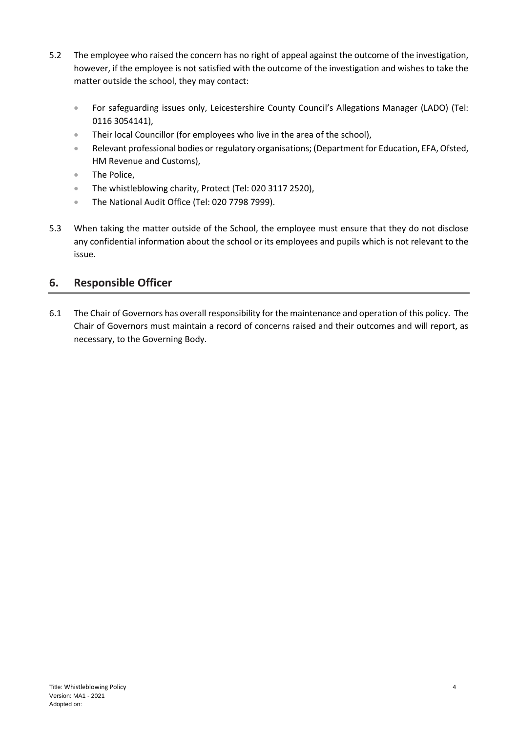5.2 The employee who raised the concern has no right of appeal against the outcome of the investigation, however, if the employee is not satisfied with the outcome of the investigation and wishes to take the matter outside the school, they may contact:

- For safeguarding issues only, Leicestershire County Council's Allegations Manager (LADO) (Tel: 0116 3054141),
- Their local Councillor (for employees who live in the area of the school),
- Relevant professional bodies or regulatory organisations; (Department for Education, EFA, Ofsted, HM Revenue and Customs),
- The Police,
- The whistleblowing charity, Protect (Tel: 020 3117 2520),
- The National Audit Office (Tel: 020 7798 7999).

5.3 When taking the matter outside of the School, the employee must ensure that they do not disclose any confidential information about the school or its employees and pupils which is not relevant to the issue.

## 6. Responsible Officer

6.1 The Chair of Governors has overall responsibility for the maintenance and operation of this policy. The Chair of Governors must maintain a record of concerns raised and their outcomes and will report, as necessary, to the Governing Body.